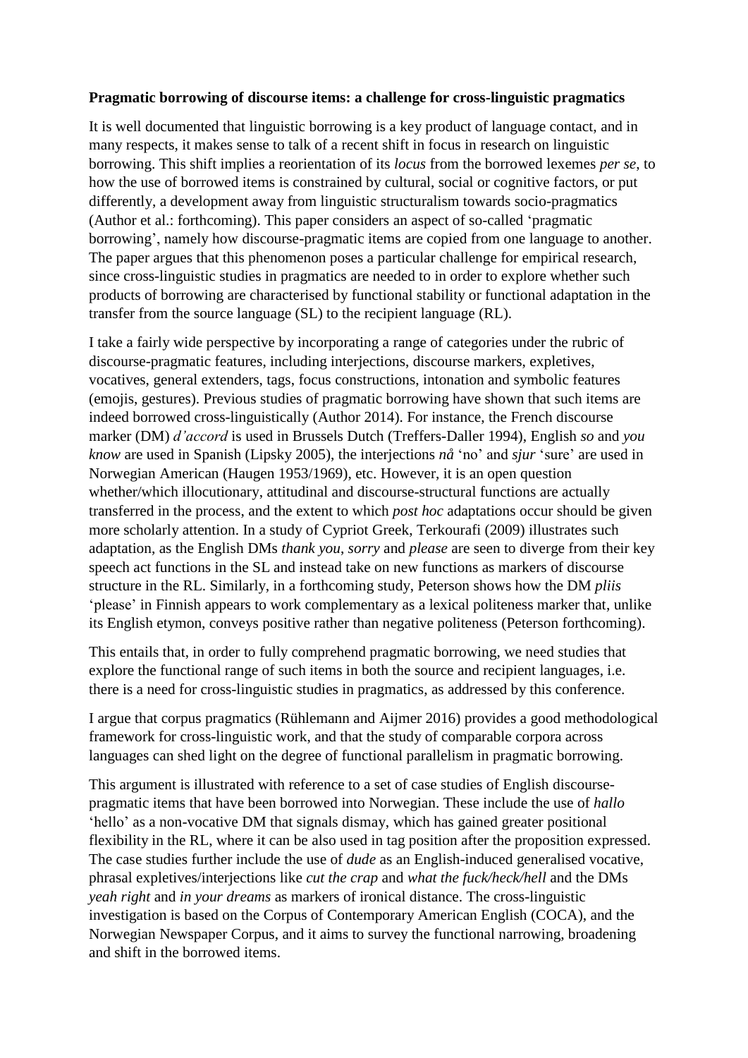**Pragmatic borrowing of discourse items: a challenge for cross-linguistic pragmatics**

It is well documented that linguistic borrowing is a key product of language contact, and in many respects, it makes sense to talk of a recent shift in focus in research on linguistic borrowing. This shift implies a reorientation of its *locus* from the borrowed lexemes *per se*, to how the use of borrowed items is constrained by cultural, social or cognitive factors, or put differently, a development away from linguistic structuralism towards socio-pragmatics (Author et al.: forthcoming). This paper considers an aspect of so-called 'pragmatic borrowing', namely how discourse-pragmatic items are copied from one language to another. The paper argues that this phenomenon poses a particular challenge for empirical research, since cross-linguistic studies in pragmatics are needed to in order to explore whether such products of borrowing are characterised by functional stability or functional adaptation in the transfer from the source language (SL) to the recipient language (RL).

I take a fairly wide perspective by incorporating a range of categories under the rubric of discourse-pragmatic features, including interjections, discourse markers, expletives, vocatives, general extenders, tags, focus constructions, intonation and symbolic features (emojis, gestures). Previous studies of pragmatic borrowing have shown that such items are indeed borrowed cross-linguistically (Author 2014). For instance, the French discourse marker (DM) *d'accord* is used in Brussels Dutch (Treffers-Daller 1994), English *so* and *you know* are used in Spanish (Lipsky 2005), the interjections *nå* 'no' and *sjur* 'sure' are used in Norwegian American (Haugen 1953/1969), etc. However, it is an open question whether/which illocutionary, attitudinal and discourse-structural functions are actually transferred in the process, and the extent to which *post hoc* adaptations occur should be given more scholarly attention. In a study of Cypriot Greek, Terkourafi (2009) illustrates such adaptation, as the English DMs *thank you*, *sorry* and *please* are seen to diverge from their key speech act functions in the SL and instead take on new functions as markers of discourse structure in the RL. Similarly, in a forthcoming study, Peterson shows how the DM *pliis* 'please' in Finnish appears to work complementary as a lexical politeness marker that, unlike its English etymon, conveys positive rather than negative politeness (Peterson forthcoming).

This entails that, in order to fully comprehend pragmatic borrowing, we need studies that explore the functional range of such items in both the source and recipient languages, i.e. there is a need for cross-linguistic studies in pragmatics, as addressed by this conference.

I argue that corpus pragmatics (Rühlemann and Aijmer 2016) provides a good methodological framework for cross-linguistic work, and that the study of comparable corpora across languages can shed light on the degree of functional parallelism in pragmatic borrowing.

This argument is illustrated with reference to a set of case studies of English discourse-pragmatic items that have been borrowed into Norwegian. These include the use of *hallo* 'hello' as a non-vocative DM that signals dismay, which has gained greater positional flexibility in the RL, where it can be also used in tag position after the proposition expressed. The case studies further include the use of *dude* as an English-induced generalised vocative, phrasal expletives/interjections like *cut the crap* and *what the fuck/heck/hell* and the DMs *yeah right* and *in your dreams* as markers of ironical distance. The cross-linguistic investigation is based on the Corpus of Contemporary American English (COCA), and the Norwegian Newspaper Corpus, and it aims to survey the functional narrowing, broadening and shift in the borrowed items.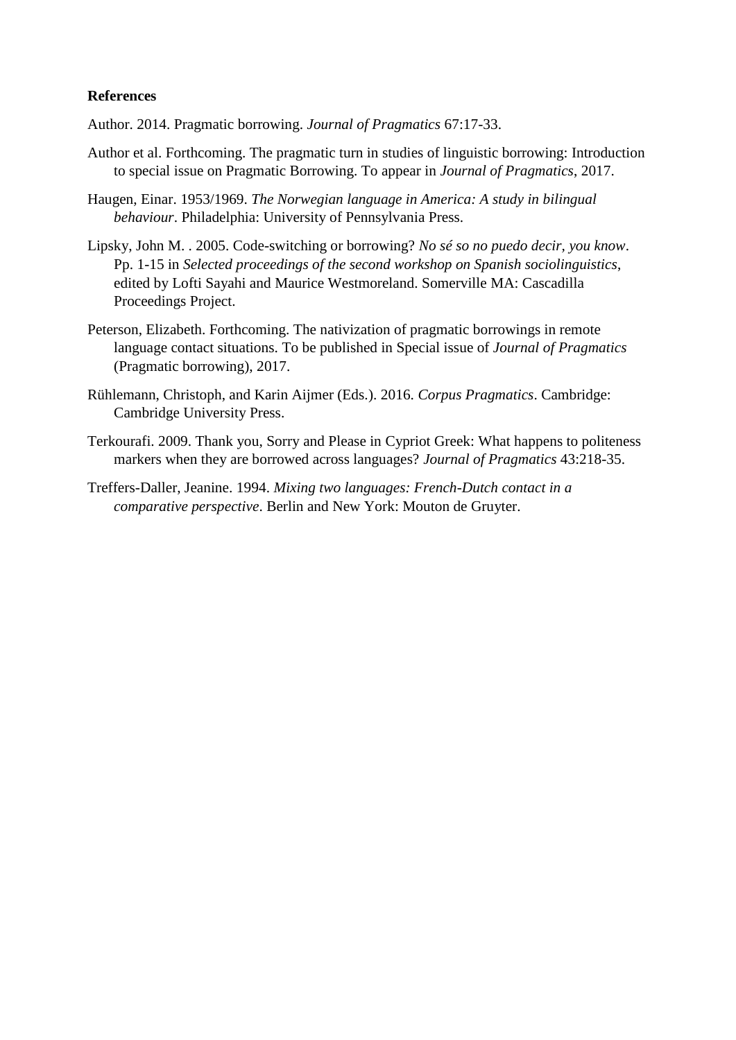**References**

Author. 2014. Pragmatic borrowing. *Journal of Pragmatics* 67:17-33.

Author et al. Forthcoming. The pragmatic turn in studies of linguistic borrowing: Introduction to special issue on Pragmatic Borrowing. To appear in *Journal of Pragmatics*, 2017.

Haugen, Einar. 1953/1969. *The Norwegian language in America: A study in bilingual behaviour*. Philadelphia: University of Pennsylvania Press.

Lipsky, John M. . 2005. Code-switching or borrowing? *No sé so no puedo decir, you know*. Pp. 1-15 in *Selected proceedings of the second workshop on Spanish sociolinguistics*, edited by Lofti Sayahi and Maurice Westmoreland. Somerville MA: Cascadilla Proceedings Project.

Peterson, Elizabeth. Forthcoming. The nativization of pragmatic borrowings in remote language contact situations. To be published in Special issue of *Journal of Pragmatics* (Pragmatic borrowing), 2017.

Rühlemann, Christoph, and Karin Aijmer (Eds.). 2016. *Corpus Pragmatics*. Cambridge: Cambridge University Press.

Terkourafi. 2009. Thank you, Sorry and Please in Cypriot Greek: What happens to politeness markers when they are borrowed across languages? *Journal of Pragmatics* 43:218-35.

Treffers-Daller, Jeanine. 1994. *Mixing two languages: French-Dutch contact in a comparative perspective*. Berlin and New York: Mouton de Gruyter.